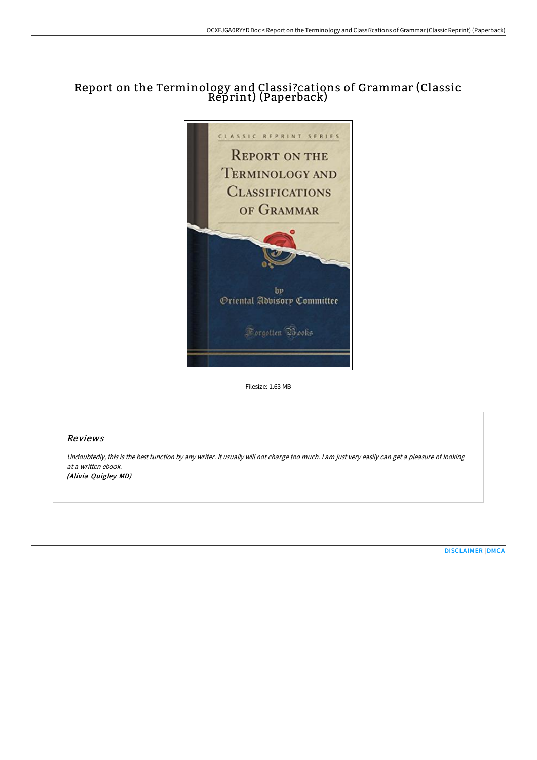# Report on the Terminology and Classi?cations of Grammar (Classic Reprint) (Paperback)

Filesize: 1.63 MB

## Reviews

*Undoubtedly, this is the best function by any writer. It usually will not charge too much. I am just very easily can get a pleasure of looking at a written ebook.*

***(Alivia Quigley MD)***

DISCLAIMER | DMCA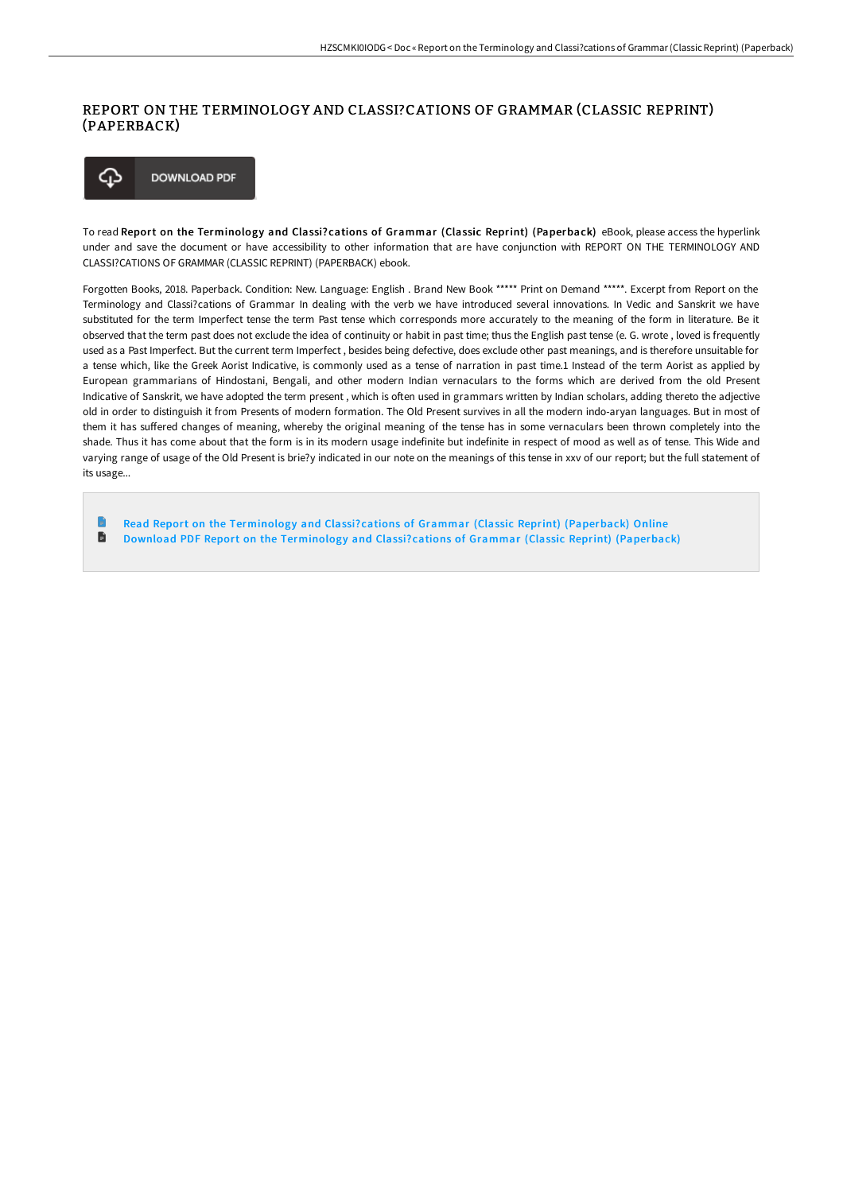# REPORT ON THE TERMINOLOGY AND CLASSI?CATIONS OF GRAMMAR (CLASSIC REPRINT) (PAPERBACK)

DOWNLOAD PDF

To read **Report on the Terminology and Classi?cations of Grammar (Classic Reprint) (Paperback)** eBook, please access the hyperlink under and save the document or have accessibility to other information that are have conjunction with REPORT ON THE TERMINOLOGY AND CLASSI?CATIONS OF GRAMMAR (CLASSIC REPRINT) (PAPERBACK) ebook.

Forgotten Books, 2018. Paperback. Condition: New. Language: English . Brand New Book ***** Print on Demand *****. Excerpt from Report on the Terminology and Classi?cations of Grammar In dealing with the verb we have introduced several innovations. In Vedic and Sanskrit we have substituted for the term Imperfect tense the term Past tense which corresponds more accurately to the meaning of the form in literature. Be it observed that the term past does not exclude the idea of continuity or habit in past time; thus the English past tense (e. G. wrote , loved is frequently used as a Past Imperfect. But the current term Imperfect , besides being defective, does exclude other past meanings, and is therefore unsuitable for a tense which, like the Greek Aorist Indicative, is commonly used as a tense of narration in past time.1 Instead of the term Aorist as applied by European grammarians of Hindostani, Bengali, and other modern Indian vernaculars to the forms which are derived from the old Present Indicative of Sanskrit, we have adopted the term present , which is often used in grammars written by Indian scholars, adding thereto the adjective old in order to distinguish it from Presents of modern formation. The Old Present survives in all the modern indo-aryan languages. But in most of them it has suffered changes of meaning, whereby the original meaning of the tense has in some vernaculars been thrown completely into the shade. Thus it has come about that the form is in its modern usage indefinite but indefinite in respect of mood as well as of tense. This Wide and varying range of usage of the Old Present is brie?y indicated in our note on the meanings of this tense in xxv of our report; but the full statement of its usage...

- Read Report on the Terminology and Classi?cations of Grammar (Classic Reprint) (Paperback) Online
- Download PDF Report on the Terminology and Classi?cations of Grammar (Classic Reprint) (Paperback)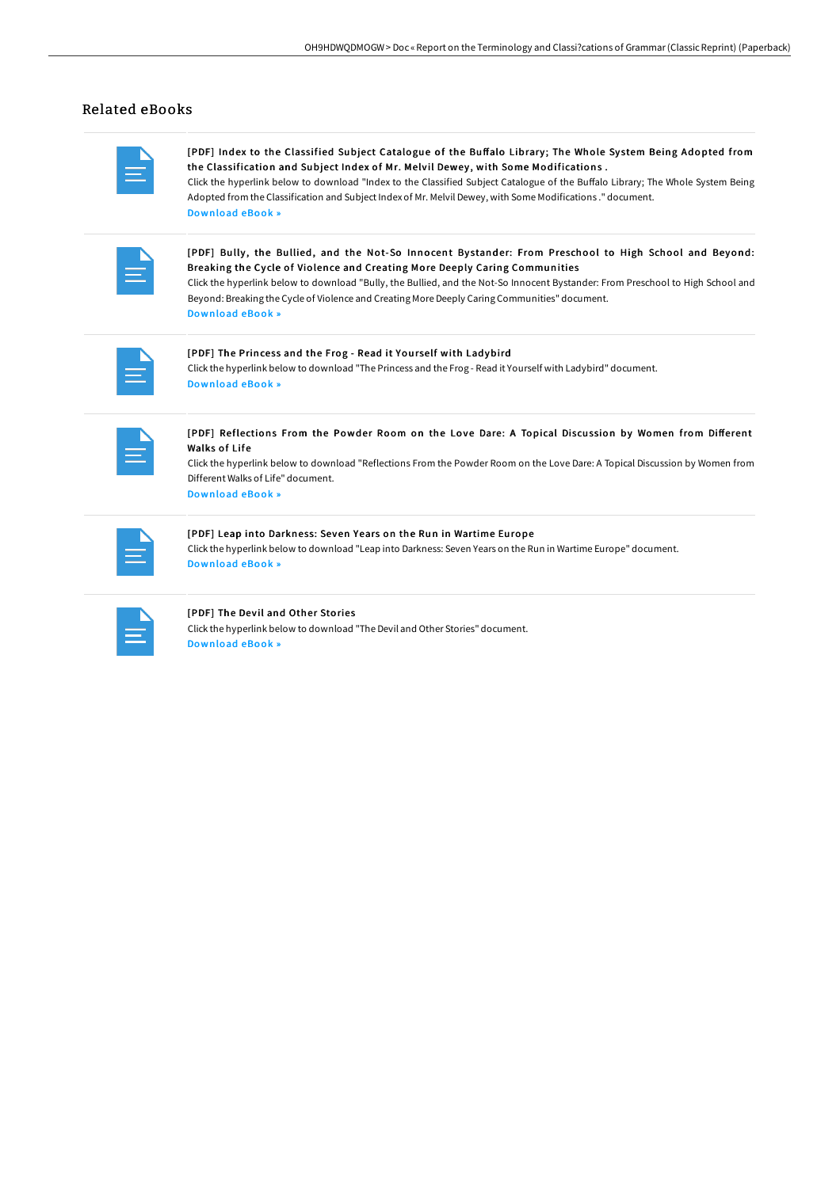## Related eBooks

[PDF] Index to the Classified Subject Catalogue of the Buffalo Library; The Whole System Being Adopted from the Classification and Subject Index of Mr. Melvil Dewey, with Some Modifications .

Click the hyperlink below to download "Index to the Classified Subject Catalogue of the Buffalo Library; The Whole System Being Adopted from the Classification and Subject Index of Mr. Melvil Dewey, with Some Modifications ." document.

Download eBook »

[PDF] Bully, the Bullied, and the Not-So Innocent Bystander: From Preschool to High School and Beyond: Breaking the Cycle of Violence and Creating More Deeply Caring Communities

Click the hyperlink below to download "Bully, the Bullied, and the Not-So Innocent Bystander: From Preschool to High School and Beyond: Breaking the Cycle of Violence and Creating More Deeply Caring Communities" document.

Download eBook »

[PDF] The Princess and the Frog - Read it Yourself with Ladybird

Click the hyperlink below to download "The Princess and the Frog - Read it Yourself with Ladybird" document.

Download eBook »

[PDF] Reflections From the Powder Room on the Love Dare: A Topical Discussion by Women from Different Walks of Life

Click the hyperlink below to download "Reflections From the Powder Room on the Love Dare: A Topical Discussion by Women from Different Walks of Life" document.

Download eBook »

[PDF] Leap into Darkness: Seven Years on the Run in Wartime Europe

Click the hyperlink below to download "Leap into Darkness: Seven Years on the Run in Wartime Europe" document.

Download eBook »

[PDF] The Devil and Other Stories

Click the hyperlink below to download "The Devil and Other Stories" document.

Download eBook »